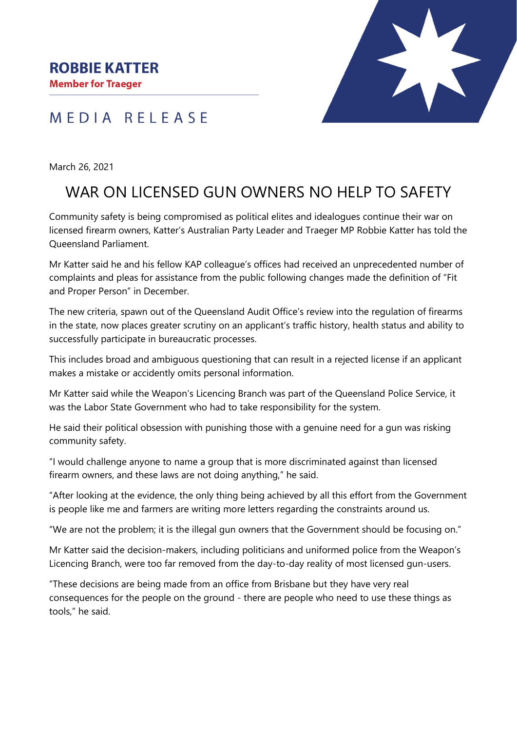**ROBBIE KATTER**
**Member for Traeger**

MEDIA RELEASE

March 26, 2021

# WAR ON LICENSED GUN OWNERS NO HELP TO SAFETY

Community safety is being compromised as political elites and idealogues continue their war on licensed firearm owners, Katter's Australian Party Leader and Traeger MP Robbie Katter has told the Queensland Parliament.

Mr Katter said he and his fellow KAP colleague's offices had received an unprecedented number of complaints and pleas for assistance from the public following changes made the definition of "Fit and Proper Person" in December.

The new criteria, spawn out of the Queensland Audit Office's review into the regulation of firearms in the state, now places greater scrutiny on an applicant's traffic history, health status and ability to successfully participate in bureaucratic processes.

This includes broad and ambiguous questioning that can result in a rejected license if an applicant makes a mistake or accidently omits personal information.

Mr Katter said while the Weapon's Licencing Branch was part of the Queensland Police Service, it was the Labor State Government who had to take responsibility for the system.

He said their political obsession with punishing those with a genuine need for a gun was risking community safety.

"I would challenge anyone to name a group that is more discriminated against than licensed firearm owners, and these laws are not doing anything," he said.

"After looking at the evidence, the only thing being achieved by all this effort from the Government is people like me and farmers are writing more letters regarding the constraints around us.

"We are not the problem; it is the illegal gun owners that the Government should be focusing on."

Mr Katter said the decision-makers, including politicians and uniformed police from the Weapon's Licencing Branch, were too far removed from the day-to-day reality of most licensed gun-users.

"These decisions are being made from an office from Brisbane but they have very real consequences for the people on the ground - there are people who need to use these things as tools," he said.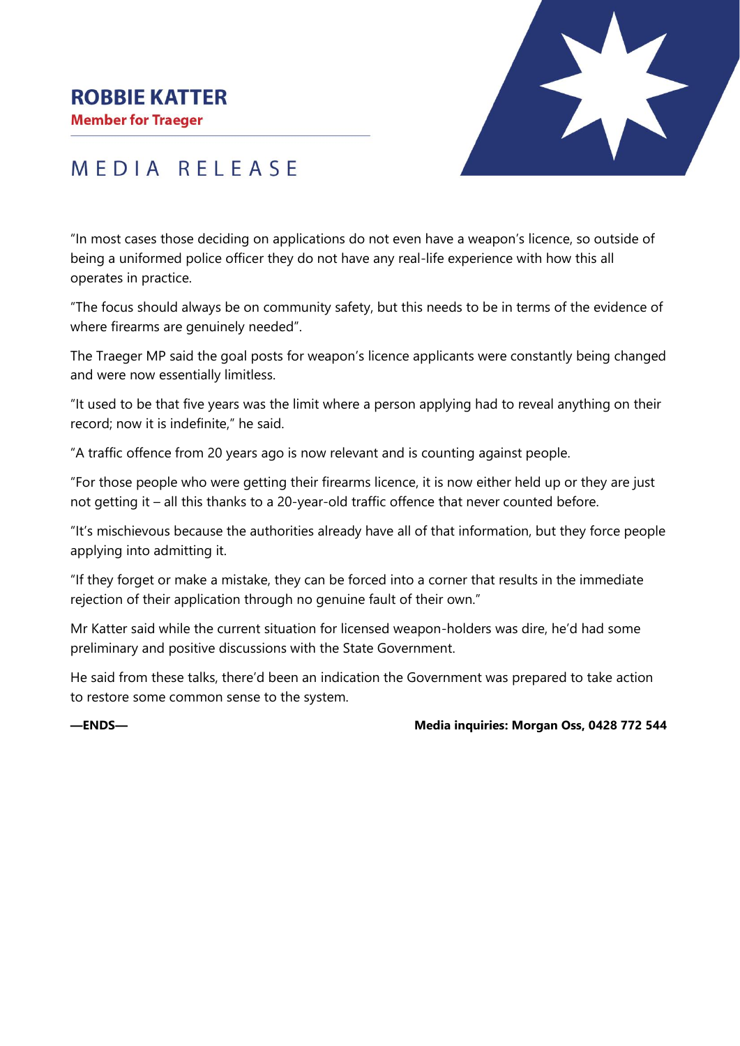# ROBBIE KATTER

**Member for Traeger**

# MEDIA RELEASE

"In most cases those deciding on applications do not even have a weapon's licence, so outside of being a uniformed police officer they do not have any real-life experience with how this all operates in practice.

"The focus should always be on community safety, but this needs to be in terms of the evidence of where firearms are genuinely needed".

The Traeger MP said the goal posts for weapon's licence applicants were constantly being changed and were now essentially limitless.

"It used to be that five years was the limit where a person applying had to reveal anything on their record; now it is indefinite," he said.

"A traffic offence from 20 years ago is now relevant and is counting against people.

"For those people who were getting their firearms licence, it is now either held up or they are just not getting it – all this thanks to a 20-year-old traffic offence that never counted before.

"It's mischievous because the authorities already have all of that information, but they force people applying into admitting it.

"If they forget or make a mistake, they can be forced into a corner that results in the immediate rejection of their application through no genuine fault of their own."

Mr Katter said while the current situation for licensed weapon-holders was dire, he'd had some preliminary and positive discussions with the State Government.

He said from these talks, there'd been an indication the Government was prepared to take action to restore some common sense to the system.

**—ENDS—**

**Media inquiries: Morgan Oss, 0428 772 544**